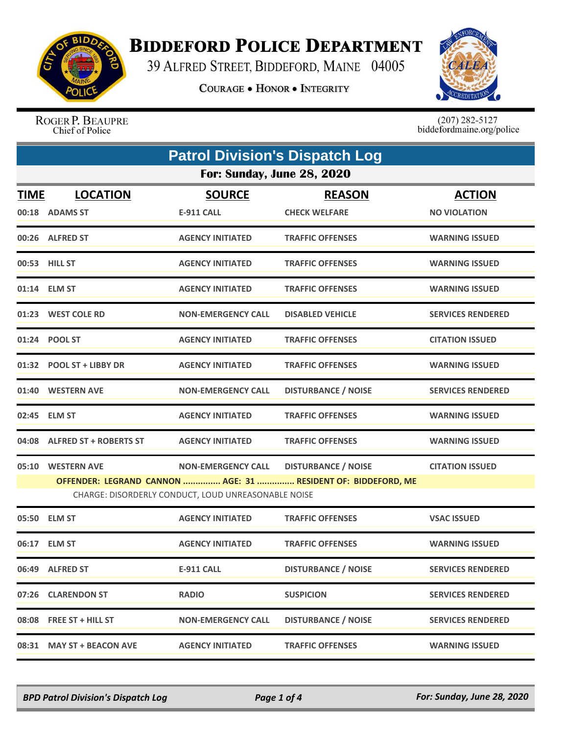# BIDDEFORD POLICE DEPARTMENT

39 ALFRED STREET, BIDDEFORD, MAINE 04005

COURAGE • HONOR • INTEGRITY

ROGER P. BEAUPRE
Chief of Police

(207) 282-5127
biddefordmaine.org/police

## Patrol Division's Dispatch Log

### For: Sunday, June 28, 2020

| TIME | LOCATION | SOURCE | REASON | ACTION |
|---|---|---|---|---|
| 00:18 | ADAMS ST | E-911 CALL | CHECK WELFARE | NO VIOLATION |
| 00:26 | ALFRED ST | AGENCY INITIATED | TRAFFIC OFFENSES | WARNING ISSUED |
| 00:53 | HILL ST | AGENCY INITIATED | TRAFFIC OFFENSES | WARNING ISSUED |
| 01:14 | ELM ST | AGENCY INITIATED | TRAFFIC OFFENSES | WARNING ISSUED |
| 01:23 | WEST COLE RD | NON-EMERGENCY CALL | DISABLED VEHICLE | SERVICES RENDERED |
| 01:24 | POOL ST | AGENCY INITIATED | TRAFFIC OFFENSES | CITATION ISSUED |
| 01:32 | POOL ST + LIBBY DR | AGENCY INITIATED | TRAFFIC OFFENSES | WARNING ISSUED |
| 01:40 | WESTERN AVE | NON-EMERGENCY CALL | DISTURBANCE / NOISE | SERVICES RENDERED |
| 02:45 | ELM ST | AGENCY INITIATED | TRAFFIC OFFENSES | WARNING ISSUED |
| 04:08 | ALFRED ST + ROBERTS ST | AGENCY INITIATED | TRAFFIC OFFENSES | WARNING ISSUED |
| 05:10 | WESTERN AVE | NON-EMERGENCY CALL | DISTURBANCE / NOISE | CITATION ISSUED |
| | OFFENDER: LEGRAND CANNON ............... AGE: 31 ............... RESIDENT OF: BIDDEFORD, ME<br>CHARGE: DISORDERLY CONDUCT, LOUD UNREASONABLE NOISE | | | |
| 05:50 | ELM ST | AGENCY INITIATED | TRAFFIC OFFENSES | VSAC ISSUED |
| 06:17 | ELM ST | AGENCY INITIATED | TRAFFIC OFFENSES | WARNING ISSUED |
| 06:49 | ALFRED ST | E-911 CALL | DISTURBANCE / NOISE | SERVICES RENDERED |
| 07:26 | CLARENDON ST | RADIO | SUSPICION | SERVICES RENDERED |
| 08:08 | FREE ST + HILL ST | NON-EMERGENCY CALL | DISTURBANCE / NOISE | SERVICES RENDERED |
| 08:31 | MAY ST + BEACON AVE | AGENCY INITIATED | TRAFFIC OFFENSES | WARNING ISSUED |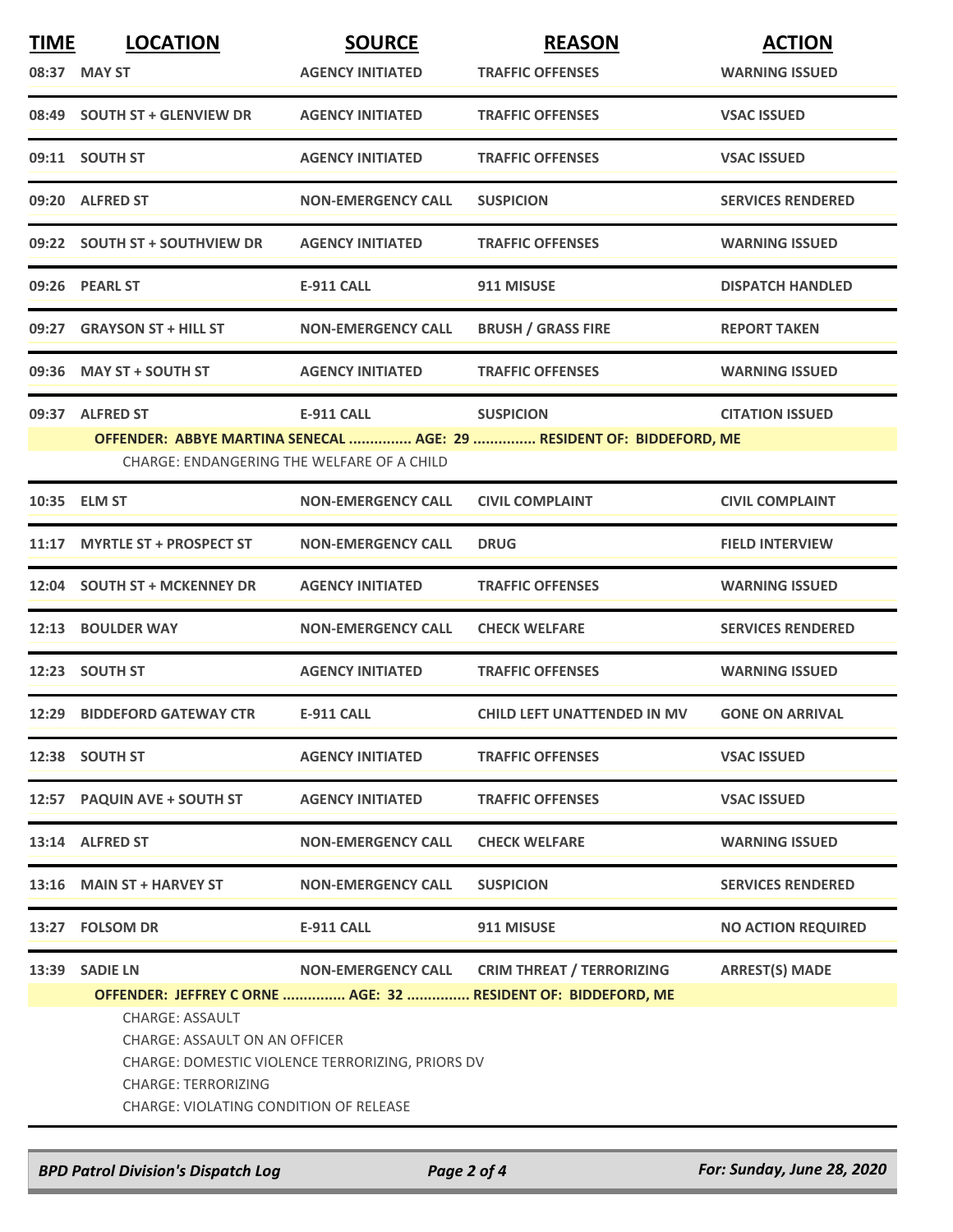| TIME | LOCATION | SOURCE | REASON | ACTION |
|---|---|---|---|---|
| 08:37 | MAY ST | AGENCY INITIATED | TRAFFIC OFFENSES | WARNING ISSUED |
| 08:49 | SOUTH ST + GLENVIEW DR | AGENCY INITIATED | TRAFFIC OFFENSES | VSAC ISSUED |
| 09:11 | SOUTH ST | AGENCY INITIATED | TRAFFIC OFFENSES | VSAC ISSUED |
| 09:20 | ALFRED ST | NON-EMERGENCY CALL | SUSPICION | SERVICES RENDERED |
| 09:22 | SOUTH ST + SOUTHVIEW DR | AGENCY INITIATED | TRAFFIC OFFENSES | WARNING ISSUED |
| 09:26 | PEARL ST | E-911 CALL | 911 MISUSE | DISPATCH HANDLED |
| 09:27 | GRAYSON ST + HILL ST | NON-EMERGENCY CALL | BRUSH / GRASS FIRE | REPORT TAKEN |
| 09:36 | MAY ST + SOUTH ST | AGENCY INITIATED | TRAFFIC OFFENSES | WARNING ISSUED |
| 09:37 | ALFRED ST | E-911 CALL | SUSPICION | CITATION ISSUED |

**OFFENDER: ABBYE MARTINA SENECAL ............... AGE: 29 ............... RESIDENT OF: BIDDEFORD, ME**

CHARGE: ENDANGERING THE WELFARE OF A CHILD

| TIME | LOCATION | SOURCE | REASON | ACTION |
|---|---|---|---|---|
| 10:35 | ELM ST | NON-EMERGENCY CALL | CIVIL COMPLAINT | CIVIL COMPLAINT |
| 11:17 | MYRTLE ST + PROSPECT ST | NON-EMERGENCY CALL | DRUG | FIELD INTERVIEW |
| 12:04 | SOUTH ST + MCKENNEY DR | AGENCY INITIATED | TRAFFIC OFFENSES | WARNING ISSUED |
| 12:13 | BOULDER WAY | NON-EMERGENCY CALL | CHECK WELFARE | SERVICES RENDERED |
| 12:23 | SOUTH ST | AGENCY INITIATED | TRAFFIC OFFENSES | WARNING ISSUED |
| 12:29 | BIDDEFORD GATEWAY CTR | E-911 CALL | CHILD LEFT UNATTENDED IN MV | GONE ON ARRIVAL |
| 12:38 | SOUTH ST | AGENCY INITIATED | TRAFFIC OFFENSES | VSAC ISSUED |
| 12:57 | PAQUIN AVE + SOUTH ST | AGENCY INITIATED | TRAFFIC OFFENSES | VSAC ISSUED |
| 13:14 | ALFRED ST | NON-EMERGENCY CALL | CHECK WELFARE | WARNING ISSUED |
| 13:16 | MAIN ST + HARVEY ST | NON-EMERGENCY CALL | SUSPICION | SERVICES RENDERED |
| 13:27 | FOLSOM DR | E-911 CALL | 911 MISUSE | NO ACTION REQUIRED |
| 13:39 | SADIE LN | NON-EMERGENCY CALL | CRIM THREAT / TERRORIZING | ARREST(S) MADE |

**OFFENDER: JEFFREY C ORNE ............... AGE: 32 ............... RESIDENT OF: BIDDEFORD, ME**

CHARGE: ASSAULT
CHARGE: ASSAULT ON AN OFFICER
CHARGE: DOMESTIC VIOLENCE TERRORIZING, PRIORS DV
CHARGE: TERRORIZING
CHARGE: VIOLATING CONDITION OF RELEASE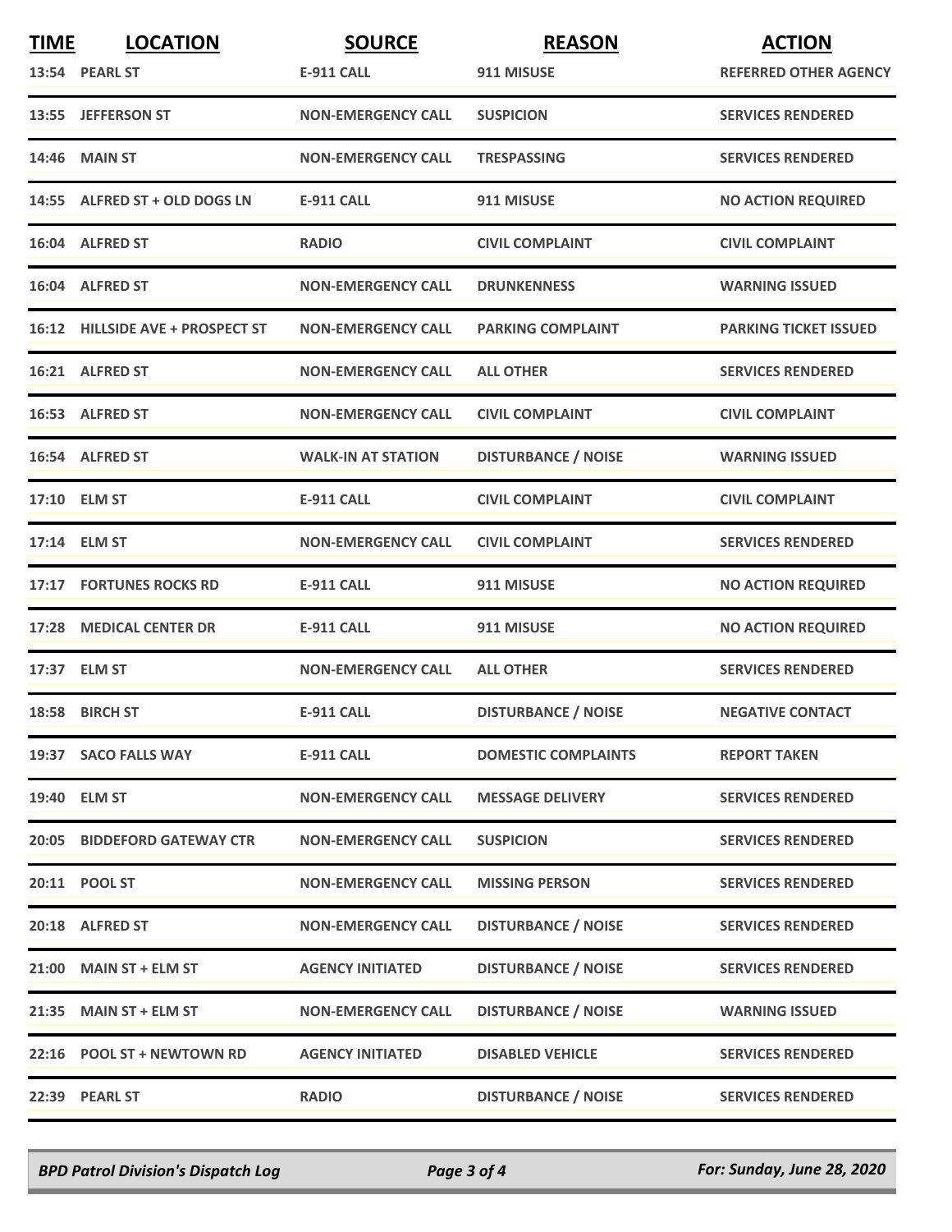| TIME | LOCATION | SOURCE | REASON | ACTION |
|---|---|---|---|---|
| 13:54 | PEARL ST | E-911 CALL | 911 MISUSE | REFERRED OTHER AGENCY |
| 13:55 | JEFFERSON ST | NON-EMERGENCY CALL | SUSPICION | SERVICES RENDERED |
| 14:46 | MAIN ST | NON-EMERGENCY CALL | TRESPASSING | SERVICES RENDERED |
| 14:55 | ALFRED ST + OLD DOGS LN | E-911 CALL | 911 MISUSE | NO ACTION REQUIRED |
| 16:04 | ALFRED ST | RADIO | CIVIL COMPLAINT | CIVIL COMPLAINT |
| 16:04 | ALFRED ST | NON-EMERGENCY CALL | DRUNKENNESS | WARNING ISSUED |
| 16:12 | HILLSIDE AVE + PROSPECT ST | NON-EMERGENCY CALL | PARKING COMPLAINT | PARKING TICKET ISSUED |
| 16:21 | ALFRED ST | NON-EMERGENCY CALL | ALL OTHER | SERVICES RENDERED |
| 16:53 | ALFRED ST | NON-EMERGENCY CALL | CIVIL COMPLAINT | CIVIL COMPLAINT |
| 16:54 | ALFRED ST | WALK-IN AT STATION | DISTURBANCE / NOISE | WARNING ISSUED |
| 17:10 | ELM ST | E-911 CALL | CIVIL COMPLAINT | CIVIL COMPLAINT |
| 17:14 | ELM ST | NON-EMERGENCY CALL | CIVIL COMPLAINT | SERVICES RENDERED |
| 17:17 | FORTUNES ROCKS RD | E-911 CALL | 911 MISUSE | NO ACTION REQUIRED |
| 17:28 | MEDICAL CENTER DR | E-911 CALL | 911 MISUSE | NO ACTION REQUIRED |
| 17:37 | ELM ST | NON-EMERGENCY CALL | ALL OTHER | SERVICES RENDERED |
| 18:58 | BIRCH ST | E-911 CALL | DISTURBANCE / NOISE | NEGATIVE CONTACT |
| 19:37 | SACO FALLS WAY | E-911 CALL | DOMESTIC COMPLAINTS | REPORT TAKEN |
| 19:40 | ELM ST | NON-EMERGENCY CALL | MESSAGE DELIVERY | SERVICES RENDERED |
| 20:05 | BIDDEFORD GATEWAY CTR | NON-EMERGENCY CALL | SUSPICION | SERVICES RENDERED |
| 20:11 | POOL ST | NON-EMERGENCY CALL | MISSING PERSON | SERVICES RENDERED |
| 20:18 | ALFRED ST | NON-EMERGENCY CALL | DISTURBANCE / NOISE | SERVICES RENDERED |
| 21:00 | MAIN ST + ELM ST | AGENCY INITIATED | DISTURBANCE / NOISE | SERVICES RENDERED |
| 21:35 | MAIN ST + ELM ST | NON-EMERGENCY CALL | DISTURBANCE / NOISE | WARNING ISSUED |
| 22:16 | POOL ST + NEWTOWN RD | AGENCY INITIATED | DISABLED VEHICLE | SERVICES RENDERED |
| 22:39 | PEARL ST | RADIO | DISTURBANCE / NOISE | SERVICES RENDERED |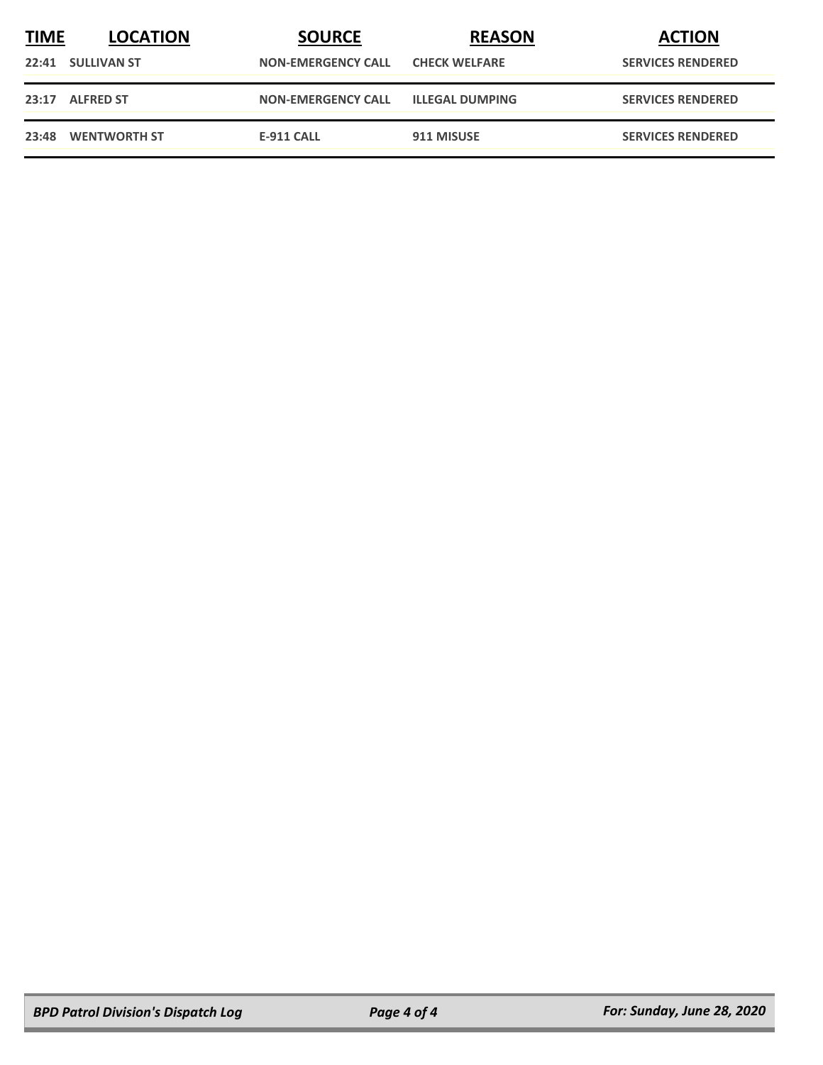| TIME | LOCATION | SOURCE | REASON | ACTION |
|---|---|---|---|---|
| 22:41 | SULLIVAN ST | NON-EMERGENCY CALL | CHECK WELFARE | SERVICES RENDERED |
| 23:17 | ALFRED ST | NON-EMERGENCY CALL | ILLEGAL DUMPING | SERVICES RENDERED |
| 23:48 | WENTWORTH ST | E-911 CALL | 911 MISUSE | SERVICES RENDERED |